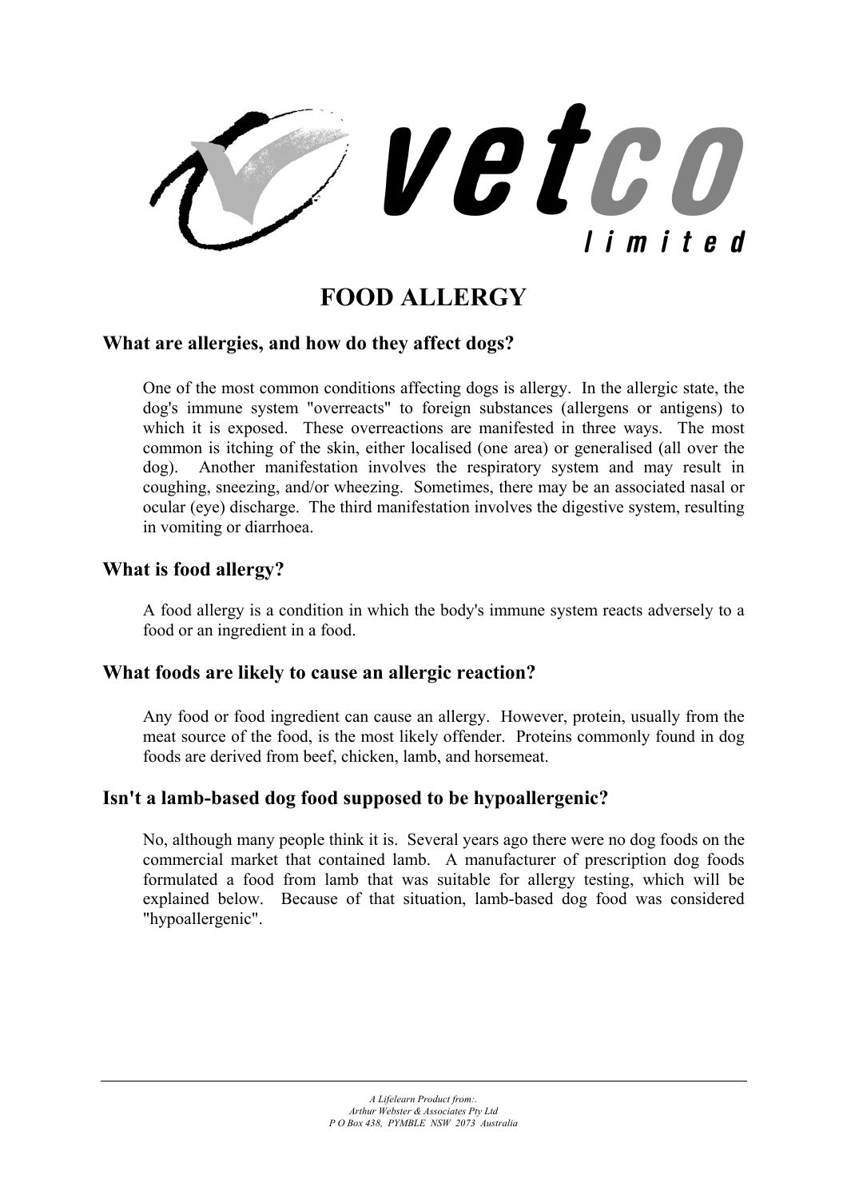vetco limited

# FOOD ALLERGY

## What are allergies, and how do they affect dogs?

One of the most common conditions affecting dogs is allergy. In the allergic state, the dog's immune system "overreacts" to foreign substances (allergens or antigens) to which it is exposed. These overreactions are manifested in three ways. The most common is itching of the skin, either localised (one area) or generalised (all over the dog). Another manifestation involves the respiratory system and may result in coughing, sneezing, and/or wheezing. Sometimes, there may be an associated nasal or ocular (eye) discharge. The third manifestation involves the digestive system, resulting in vomiting or diarrhoea.

## What is food allergy?

A food allergy is a condition in which the body's immune system reacts adversely to a food or an ingredient in a food.

## What foods are likely to cause an allergic reaction?

Any food or food ingredient can cause an allergy. However, protein, usually from the meat source of the food, is the most likely offender. Proteins commonly found in dog foods are derived from beef, chicken, lamb, and horsemeat.

## Isn't a lamb-based dog food supposed to be hypoallergenic?

No, although many people think it is. Several years ago there were no dog foods on the commercial market that contained lamb. A manufacturer of prescription dog foods formulated a food from lamb that was suitable for allergy testing, which will be explained below. Because of that situation, lamb-based dog food was considered "hypoallergenic".

*A Lifelearn Product from:.*
*Arthur Webster & Associates Pty Ltd*
*P O Box 438, PYMBLE NSW 2073 Australia*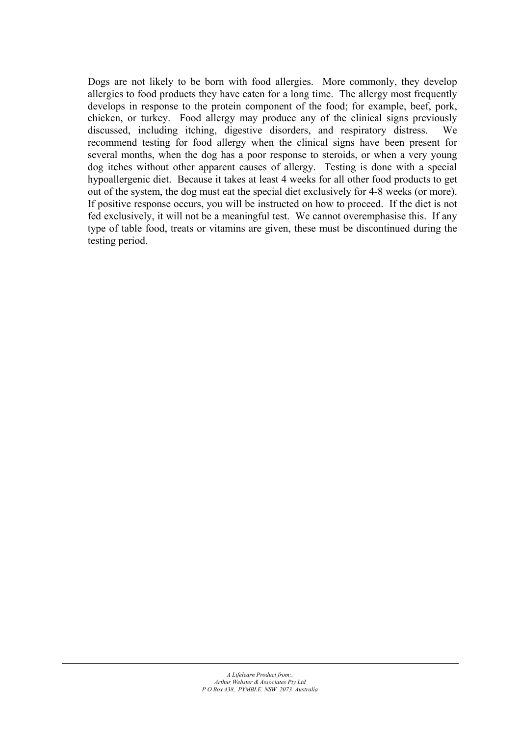Dogs are not likely to be born with food allergies. More commonly, they develop allergies to food products they have eaten for a long time. The allergy most frequently develops in response to the protein component of the food; for example, beef, pork, chicken, or turkey. Food allergy may produce any of the clinical signs previously discussed, including itching, digestive disorders, and respiratory distress. We recommend testing for food allergy when the clinical signs have been present for several months, when the dog has a poor response to steroids, or when a very young dog itches without other apparent causes of allergy. Testing is done with a special hypoallergenic diet. Because it takes at least 4 weeks for all other food products to get out of the system, the dog must eat the special diet exclusively for 4-8 weeks (or more). If positive response occurs, you will be instructed on how to proceed. If the diet is not fed exclusively, it will not be a meaningful test. We cannot overemphasise this. If any type of table food, treats or vitamins are given, these must be discontinued during the testing period.